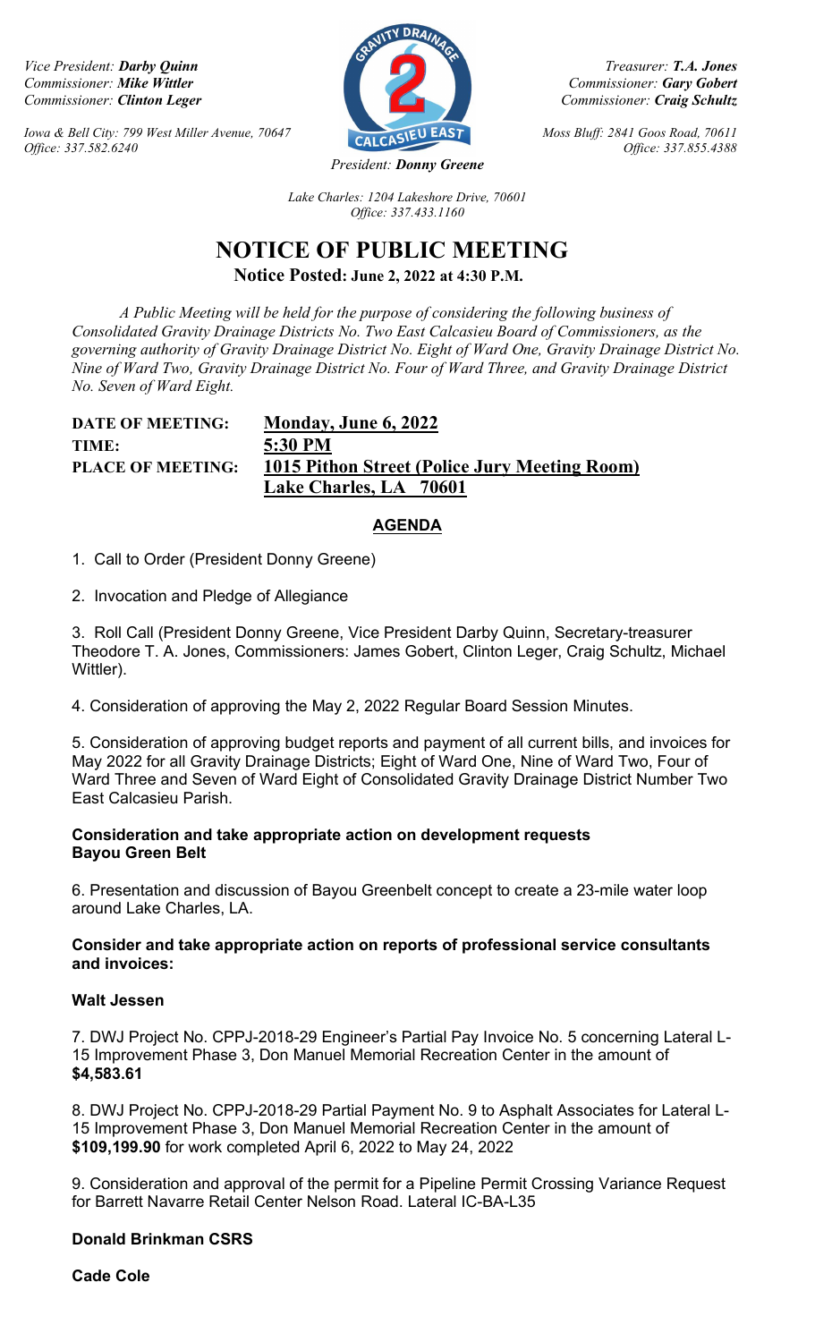*Vice President:* ***Darby Quinn***
*Commissioner:* ***Mike Wittler***
*Commissioner:* ***Clinton Leger***

*Iowa & Bell City: 799 West Miller Avenue, 70647*
*Office: 337.582.6240*

*Treasurer:* ***T.A. Jones***
*Commissioner:* ***Gary Gobert***
*Commissioner:* ***Craig Schultz***

*Moss Bluff: 2841 Goos Road, 70611*
*Office: 337.855.4388*

*President:* ***Donny Greene***

*Lake Charles: 1204 Lakeshore Drive, 70601*
*Office: 337.433.1160*

# NOTICE OF PUBLIC MEETING

**Notice Posted: June 2, 2022 at 4:30 P.M.**

*A Public Meeting will be held for the purpose of considering the following business of Consolidated Gravity Drainage Districts No. Two East Calcasieu Board of Commissioners, as the governing authority of Gravity Drainage District No. Eight of Ward One, Gravity Drainage District No. Nine of Ward Two, Gravity Drainage District No. Four of Ward Three, and Gravity Drainage District No. Seven of Ward Eight.*

**DATE OF MEETING:** **Monday, June 6, 2022**
**TIME:** **5:30 PM**
**PLACE OF MEETING:** **1015 Pithon Street (Police Jury Meeting Room)**
**Lake Charles, LA 70601**

## AGENDA

1. Call to Order (President Donny Greene)

2. Invocation and Pledge of Allegiance

3. Roll Call (President Donny Greene, Vice President Darby Quinn, Secretary-treasurer Theodore T. A. Jones, Commissioners: James Gobert, Clinton Leger, Craig Schultz, Michael Wittler).

4. Consideration of approving the May 2, 2022 Regular Board Session Minutes.

5. Consideration of approving budget reports and payment of all current bills, and invoices for May 2022 for all Gravity Drainage Districts; Eight of Ward One, Nine of Ward Two, Four of Ward Three and Seven of Ward Eight of Consolidated Gravity Drainage District Number Two East Calcasieu Parish.

**Consideration and take appropriate action on development requests**
**Bayou Green Belt**

6. Presentation and discussion of Bayou Greenbelt concept to create a 23-mile water loop around Lake Charles, LA.

**Consider and take appropriate action on reports of professional service consultants and invoices:**

**Walt Jessen**

7. DWJ Project No. CPPJ-2018-29 Engineer's Partial Pay Invoice No. 5 concerning Lateral L-15 Improvement Phase 3, Don Manuel Memorial Recreation Center in the amount of **$4,583.61**

8. DWJ Project No. CPPJ-2018-29 Partial Payment No. 9 to Asphalt Associates for Lateral L-15 Improvement Phase 3, Don Manuel Memorial Recreation Center in the amount of **$109,199.90** for work completed April 6, 2022 to May 24, 2022

9. Consideration and approval of the permit for a Pipeline Permit Crossing Variance Request for Barrett Navarre Retail Center Nelson Road. Lateral IC-BA-L35

**Donald Brinkman CSRS**

**Cade Cole**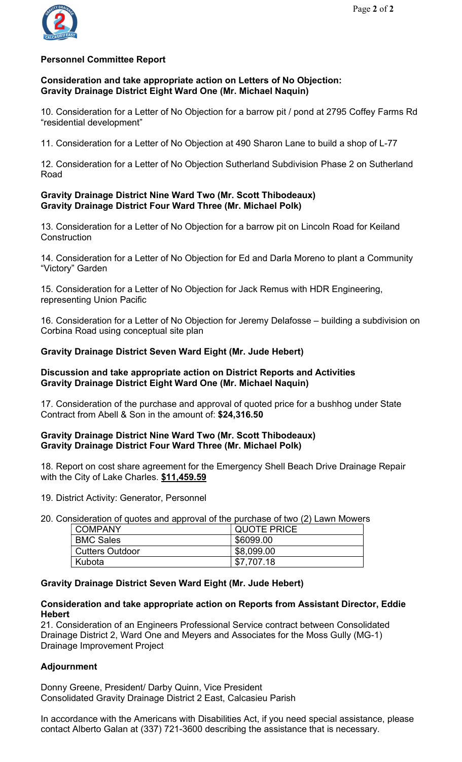**Personnel Committee Report**

**Consideration and take appropriate action on Letters of No Objection:**
**Gravity Drainage District Eight Ward One (Mr. Michael Naquin)**

10. Consideration for a Letter of No Objection for a barrow pit / pond at 2795 Coffey Farms Rd "residential development"

11. Consideration for a Letter of No Objection at 490 Sharon Lane to build a shop of L-77

12. Consideration for a Letter of No Objection Sutherland Subdivision Phase 2 on Sutherland Road

**Gravity Drainage District Nine Ward Two (Mr. Scott Thibodeaux)**
**Gravity Drainage District Four Ward Three (Mr. Michael Polk)**

13. Consideration for a Letter of No Objection for a barrow pit on Lincoln Road for Keiland Construction

14. Consideration for a Letter of No Objection for Ed and Darla Moreno to plant a Community "Victory" Garden

15. Consideration for a Letter of No Objection for Jack Remus with HDR Engineering, representing Union Pacific

16. Consideration for a Letter of No Objection for Jeremy Delafosse – building a subdivision on Corbina Road using conceptual site plan

**Gravity Drainage District Seven Ward Eight (Mr. Jude Hebert)**

**Discussion and take appropriate action on District Reports and Activities**
**Gravity Drainage District Eight Ward One (Mr. Michael Naquin)**

17. Consideration of the purchase and approval of quoted price for a bushhog under State Contract from Abell & Son in the amount of: **$24,316.50**

**Gravity Drainage District Nine Ward Two (Mr. Scott Thibodeaux)**
**Gravity Drainage District Four Ward Three (Mr. Michael Polk)**

18. Report on cost share agreement for the Emergency Shell Beach Drive Drainage Repair with the City of Lake Charles. **$11,459.59**

19. District Activity: Generator, Personnel

20. Consideration of quotes and approval of the purchase of two (2) Lawn Mowers

| COMPANY | QUOTE PRICE |
|---|---|
| BMC Sales | $6099.00 |
| Cutters Outdoor | $8,099.00 |
| Kubota | $7,707.18 |

**Gravity Drainage District Seven Ward Eight (Mr. Jude Hebert)**

**Consideration and take appropriate action on Reports from Assistant Director, Eddie Hebert**

21. Consideration of an Engineers Professional Service contract between Consolidated Drainage District 2, Ward One and Meyers and Associates for the Moss Gully (MG-1) Drainage Improvement Project

**Adjournment**

Donny Greene, President/ Darby Quinn, Vice President
Consolidated Gravity Drainage District 2 East, Calcasieu Parish

In accordance with the Americans with Disabilities Act, if you need special assistance, please contact Alberto Galan at (337) 721-3600 describing the assistance that is necessary.